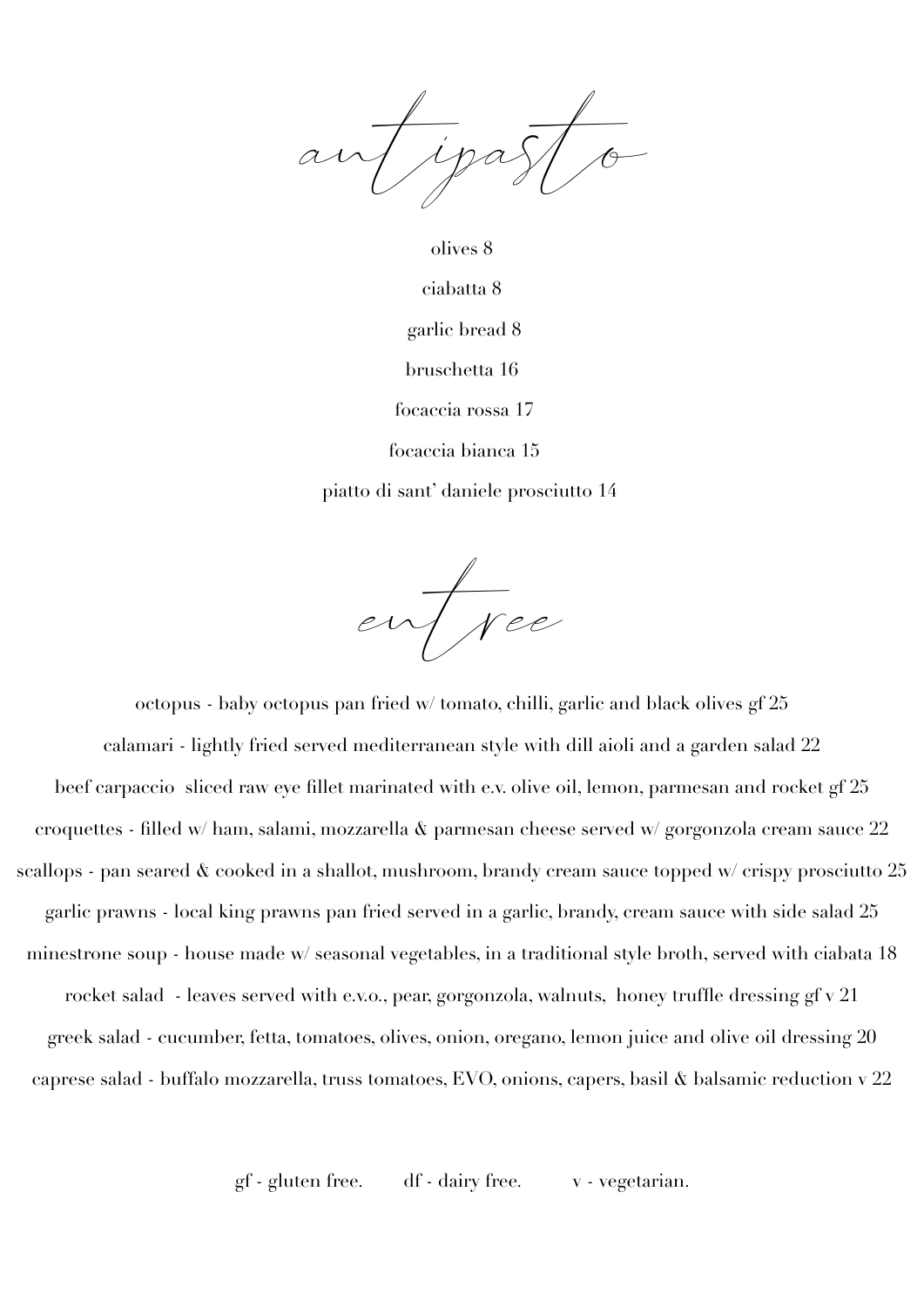# antipasto

olives 8

ciabatta 8

garlic bread 8

bruschetta 16

focaccia rossa 17

focaccia bianca 15

piatto di sant' daniele prosciutto 14

# entree

octopus - baby octopus pan fried w/ tomato, chilli, garlic and black olives gf 25

calamari - lightly fried served mediterranean style with dill aioli and a garden salad 22

beef carpaccio  sliced raw eye fillet marinated with e.v. olive oil, lemon, parmesan and rocket gf 25

croquettes - filled w/ ham, salami, mozzarella & parmesan cheese served w/ gorgonzola cream sauce 22

scallops - pan seared & cooked in a shallot, mushroom, brandy cream sauce topped w/ crispy prosciutto 25

garlic prawns - local king prawns pan fried served in a garlic, brandy, cream sauce with side salad 25

minestrone soup - house made w/ seasonal vegetables, in a traditional style broth, served with ciabata 18

rocket salad  - leaves served with e.v.o., pear, gorgonzola, walnuts,  honey truffle dressing gf v 21

greek salad - cucumber, fetta, tomatoes, olives, onion, oregano, lemon juice and olive oil dressing 20

caprese salad - buffalo mozzarella, truss tomatoes, EVO, onions, capers, basil & balsamic reduction v 22

gf - gluten free.    df - dairy free.    v - vegetarian.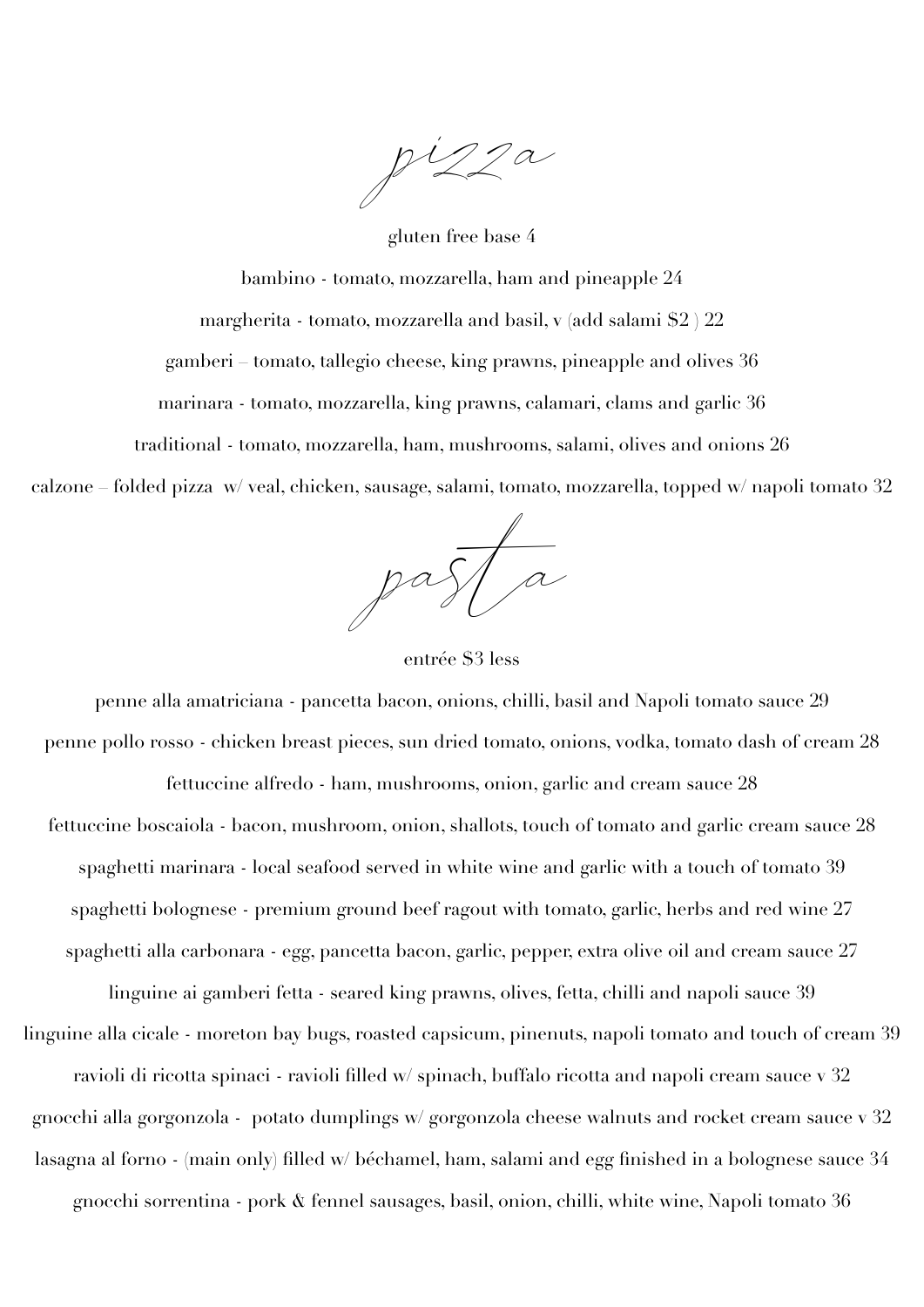# pizza

gluten free base 4

bambino - tomato, mozzarella, ham and pineapple 24

margherita - tomato, mozzarella and basil, v (add salami $2 ) 22

gamberi – tomato, tallegio cheese, king prawns, pineapple and olives 36

marinara - tomato, mozzarella, king prawns, calamari, clams and garlic 36

traditional - tomato, mozzarella, ham, mushrooms, salami, olives and onions 26

calzone – folded pizza w/ veal, chicken, sausage, salami, tomato, mozzarella, topped w/ napoli tomato 32

# pasta

entrée $3 less

penne alla amatriciana - pancetta bacon, onions, chilli, basil and Napoli tomato sauce 29

penne pollo rosso - chicken breast pieces, sun dried tomato, onions, vodka, tomato dash of cream 28

fettuccine alfredo - ham, mushrooms, onion, garlic and cream sauce 28

fettuccine boscaiola - bacon, mushroom, onion, shallots, touch of tomato and garlic cream sauce 28

spaghetti marinara - local seafood served in white wine and garlic with a touch of tomato 39

spaghetti bolognese - premium ground beef ragout with tomato, garlic, herbs and red wine 27

spaghetti alla carbonara - egg, pancetta bacon, garlic, pepper, extra olive oil and cream sauce 27

linguine ai gamberi fetta - seared king prawns, olives, fetta, chilli and napoli sauce 39

linguine alla cicale - moreton bay bugs, roasted capsicum, pinenuts, napoli tomato and touch of cream 39

ravioli di ricotta spinaci - ravioli filled w/ spinach, buffalo ricotta and napoli cream sauce v 32

gnocchi alla gorgonzola - potato dumplings w/ gorgonzola cheese walnuts and rocket cream sauce v 32

lasagna al forno - (main only) filled w/ béchamel, ham, salami and egg finished in a bolognese sauce 34

gnocchi sorrentina - pork & fennel sausages, basil, onion, chilli, white wine, Napoli tomato 36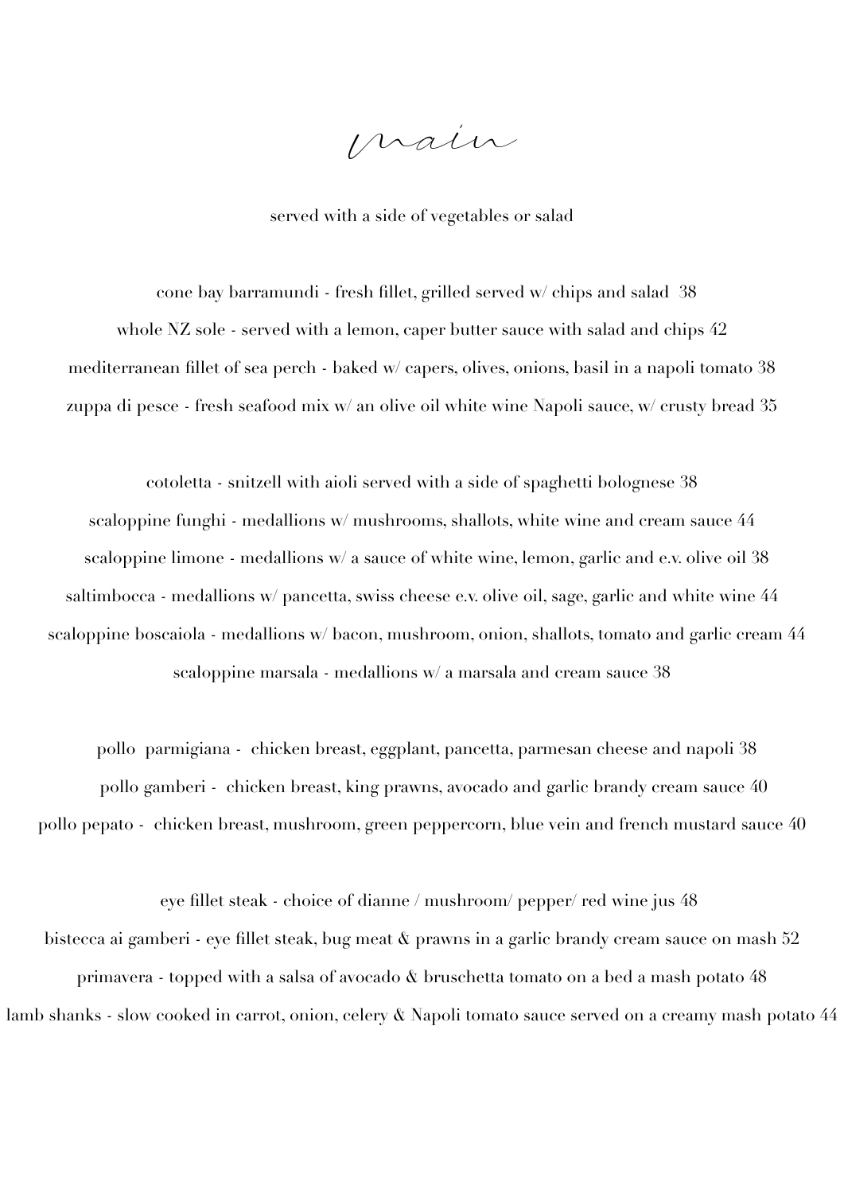# main

served with a side of vegetables or salad

cone bay barramundi - fresh fillet, grilled served w/ chips and salad 38

whole NZ sole - served with a lemon, caper butter sauce with salad and chips 42

mediterranean fillet of sea perch - baked w/ capers, olives, onions, basil in a napoli tomato 38

zuppa di pesce - fresh seafood mix w/ an olive oil white wine Napoli sauce, w/ crusty bread 35

cotoletta - snitzell with aioli served with a side of spaghetti bolognese 38

scaloppine funghi - medallions w/ mushrooms, shallots, white wine and cream sauce 44

scaloppine limone - medallions w/ a sauce of white wine, lemon, garlic and e.v. olive oil 38

saltimbocca - medallions w/ pancetta, swiss cheese e.v. olive oil, sage, garlic and white wine 44

scaloppine boscaiola - medallions w/ bacon, mushroom, onion, shallots, tomato and garlic cream 44

scaloppine marsala - medallions w/ a marsala and cream sauce 38

pollo parmigiana - chicken breast, eggplant, pancetta, parmesan cheese and napoli 38

pollo gamberi - chicken breast, king prawns, avocado and garlic brandy cream sauce 40

pollo pepato - chicken breast, mushroom, green peppercorn, blue vein and french mustard sauce 40

eye fillet steak - choice of dianne / mushroom/ pepper/ red wine jus 48

bistecca ai gamberi - eye fillet steak, bug meat & prawns in a garlic brandy cream sauce on mash 52

primavera - topped with a salsa of avocado & bruschetta tomato on a bed a mash potato 48

lamb shanks - slow cooked in carrot, onion, celery & Napoli tomato sauce served on a creamy mash potato 44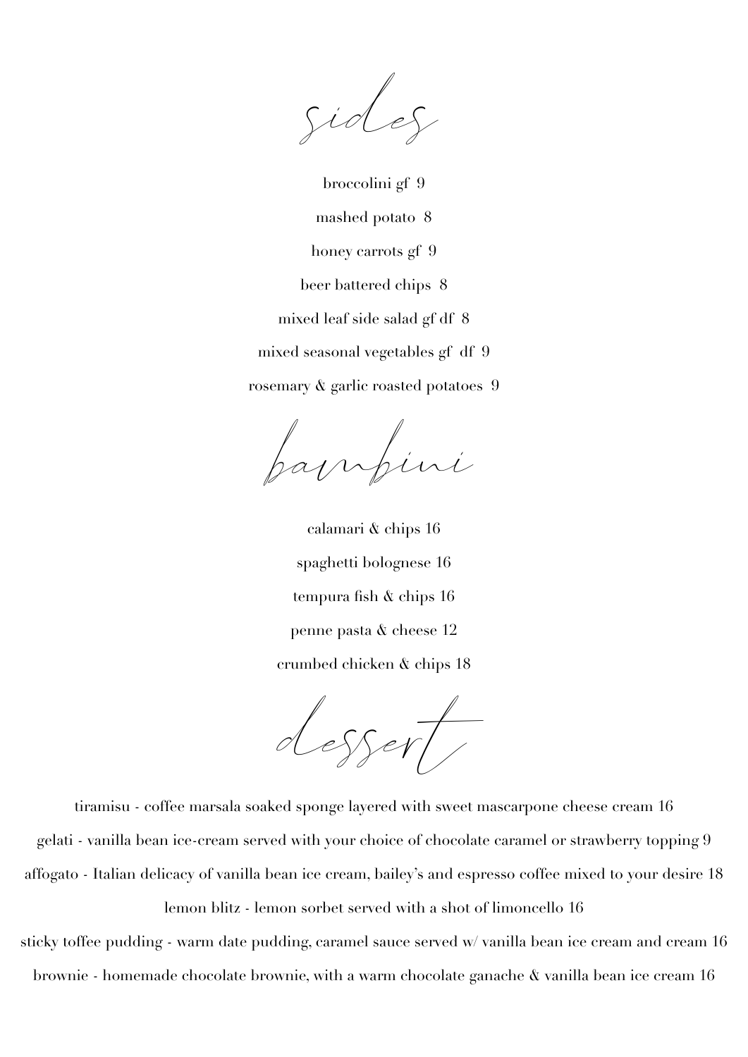# sides

broccolini gf 9

mashed potato 8

honey carrots gf 9

beer battered chips 8

mixed leaf side salad gf df 8

mixed seasonal vegetables gf df 9

rosemary & garlic roasted potatoes 9

# bambini

calamari & chips 16

spaghetti bolognese 16

tempura fish & chips 16

penne pasta & cheese 12

crumbed chicken & chips 18

# dessert

tiramisu - coffee marsala soaked sponge layered with sweet mascarpone cheese cream 16

gelati - vanilla bean ice-cream served with your choice of chocolate caramel or strawberry topping 9

affogato - Italian delicacy of vanilla bean ice cream, bailey's and espresso coffee mixed to your desire 18

lemon blitz - lemon sorbet served with a shot of limoncello 16

sticky toffee pudding - warm date pudding, caramel sauce served w/ vanilla bean ice cream and cream 16

brownie - homemade chocolate brownie, with a warm chocolate ganache & vanilla bean ice cream 16